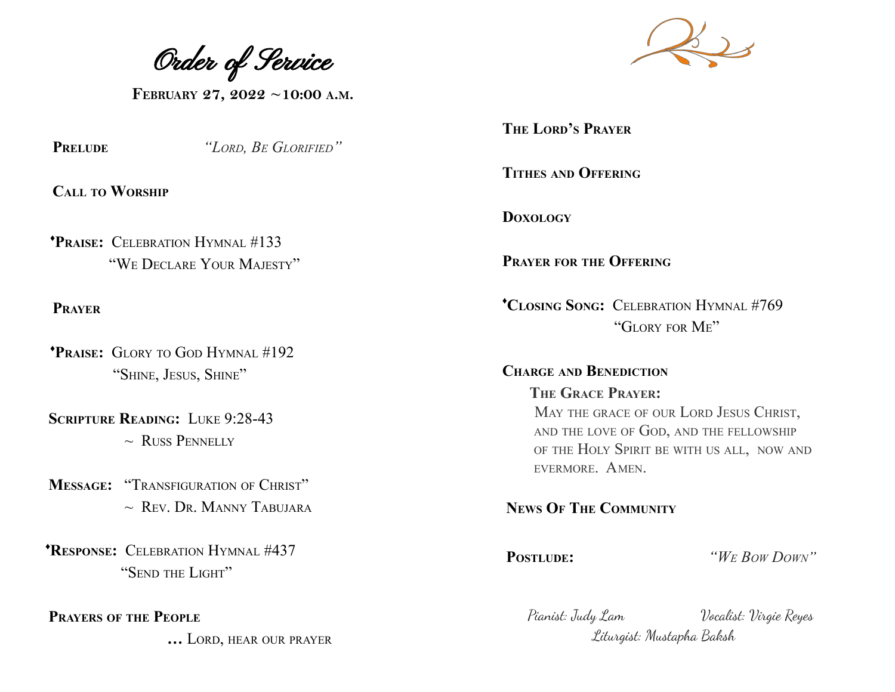# Order of Service

**February 27, 2022 ~10:00 a.m.**

**Prelude** *"Lord, Be Glorified"*

**Call to Worship**

♦**Praise:** Celebration Hymnal #133
"We Declare Your Majesty"

**Prayer**

♦**Praise:** Glory to God Hymnal #192
"Shine, Jesus, Shine"

**Scripture Reading:** Luke 9:28-43
~ Russ Pennelly

**Message:** "Transfiguration of Christ"
~ Rev. Dr. Manny Tabujara

♦**Response:** Celebration Hymnal #437
"Send the Light"

**Prayers of the People**
**…** Lord, hear our prayer

**The Lord's Prayer**

**Tithes and Offering**

**Doxology**

**Prayer for the Offering**

♦**Closing Song:** Celebration Hymnal #769
"Glory for Me"

**Charge and Benediction**

**The Grace Prayer:**
May the grace of our Lord Jesus Christ, and the love of God, and the fellowship of the Holy Spirit be with us all, now and evermore. Amen.

**News Of The Community**

**Postlude:** *"We Bow Down"*

*Pianist: Judy Lam* *Vocalist: Virgie Reyes*
*Liturgist: Mustapha Baksh*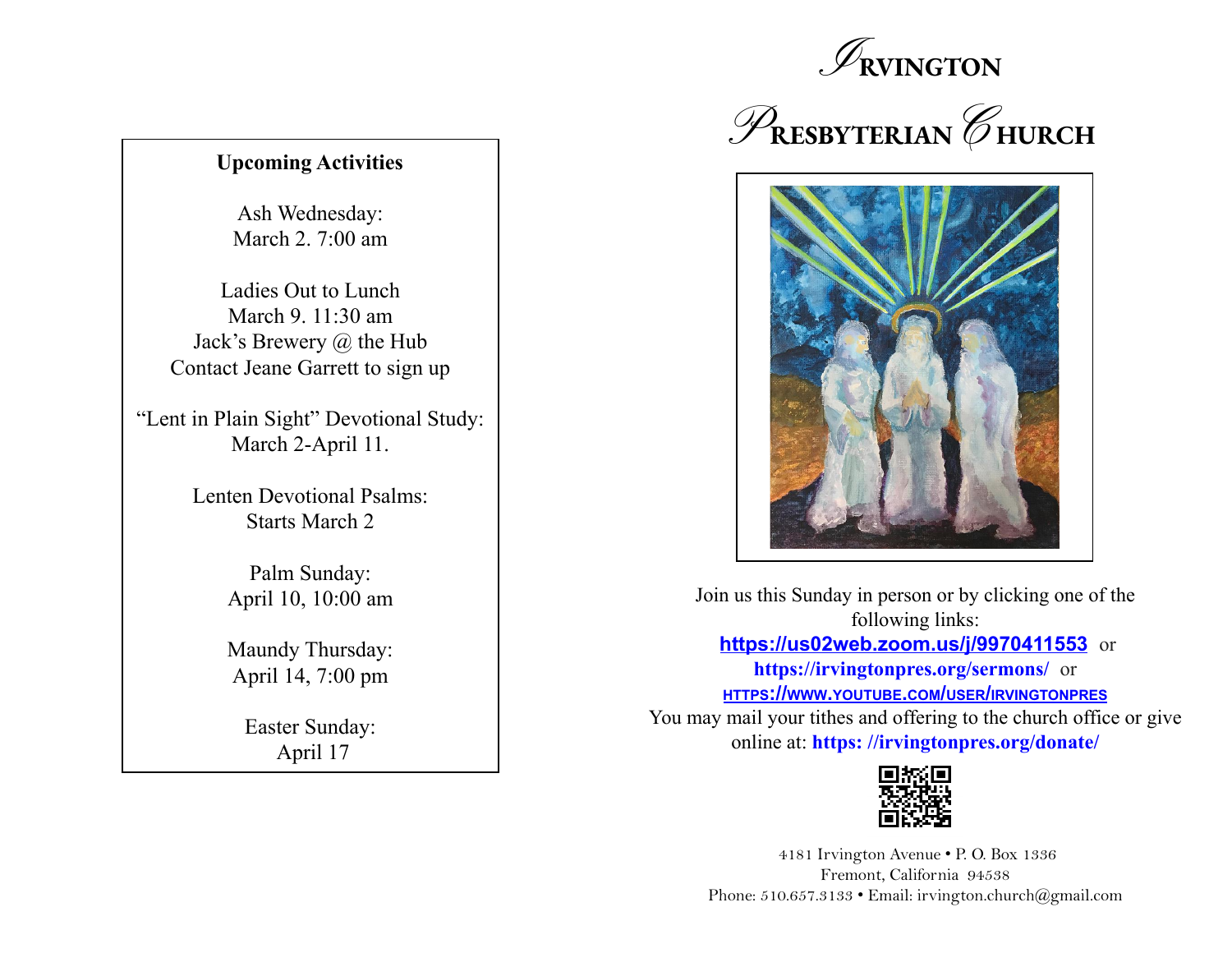**Upcoming Activities**

Ash Wednesday:
March 2. 7:00 am

Ladies Out to Lunch
March 9. 11:30 am
Jack's Brewery @ the Hub
Contact Jeane Garrett to sign up

"Lent in Plain Sight" Devotional Study:
March 2-April 11.

Lenten Devotional Psalms:
Starts March 2

Palm Sunday:
April 10, 10:00 am

Maundy Thursday:
April 14, 7:00 pm

Easter Sunday:
April 17

# Irvington Presbyterian Church

Join us this Sunday in person or by clicking one of the following links:

**https://us02web.zoom.us/j/9970411553** or
**https://irvingtonpres.org/sermons/** or
**https://www.youtube.com/user/irvingtonpres**

You may mail your tithes and offering to the church office or give online at: **https: //irvingtonpres.org/donate/**

4181 Irvington Avenue • P. O. Box 1336
Fremont, California 94538
Phone: 510.657.3133 • Email: irvington.church@gmail.com